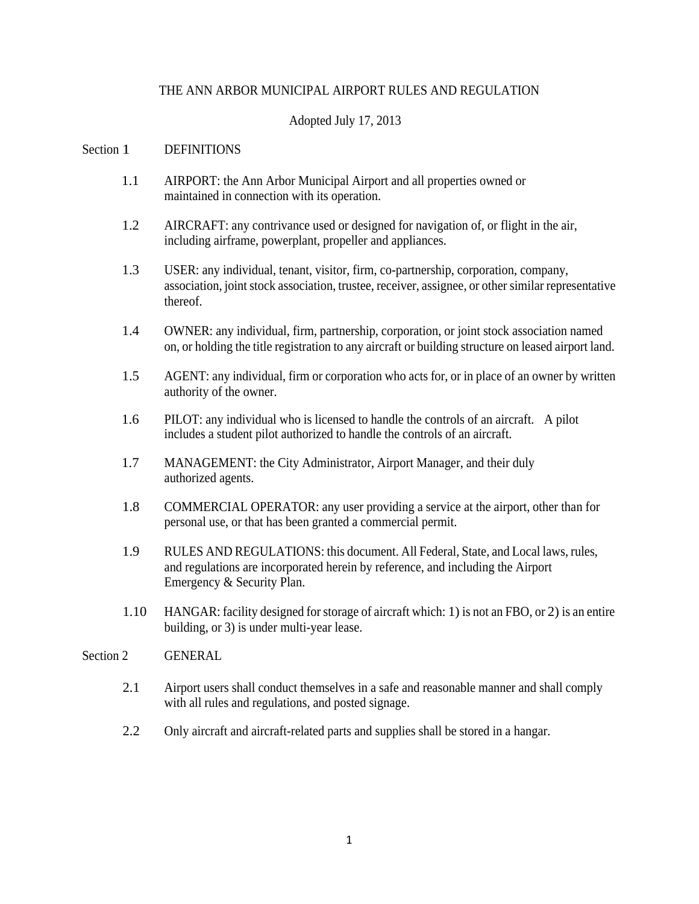# THE ANN ARBOR MUNICIPAL AIRPORT RULES AND REGULATION

Adopted July 17, 2013

## Section 1 DEFINITIONS

1.1 AIRPORT: the Ann Arbor Municipal Airport and all properties owned or maintained in connection with its operation.

1.2 AIRCRAFT: any contrivance used or designed for navigation of, or flight in the air, including airframe, powerplant, propeller and appliances.

1.3 USER: any individual, tenant, visitor, firm, co-partnership, corporation, company, association, joint stock association, trustee, receiver, assignee, or other similar representative thereof.

1.4 OWNER: any individual, firm, partnership, corporation, or joint stock association named on, or holding the title registration to any aircraft or building structure on leased airport land.

1.5 AGENT: any individual, firm or corporation who acts for, or in place of an owner by written authority of the owner.

1.6 PILOT: any individual who is licensed to handle the controls of an aircraft. A pilot includes a student pilot authorized to handle the controls of an aircraft.

1.7 MANAGEMENT: the City Administrator, Airport Manager, and their duly authorized agents.

1.8 COMMERCIAL OPERATOR: any user providing a service at the airport, other than for personal use, or that has been granted a commercial permit.

1.9 RULES AND REGULATIONS: this document. All Federal, State, and Local laws, rules, and regulations are incorporated herein by reference, and including the Airport Emergency & Security Plan.

1.10 HANGAR: facility designed for storage of aircraft which: 1) is not an FBO, or 2) is an entire building, or 3) is under multi-year lease.

## Section 2 GENERAL

2.1 Airport users shall conduct themselves in a safe and reasonable manner and shall comply with all rules and regulations, and posted signage.

2.2 Only aircraft and aircraft-related parts and supplies shall be stored in a hangar.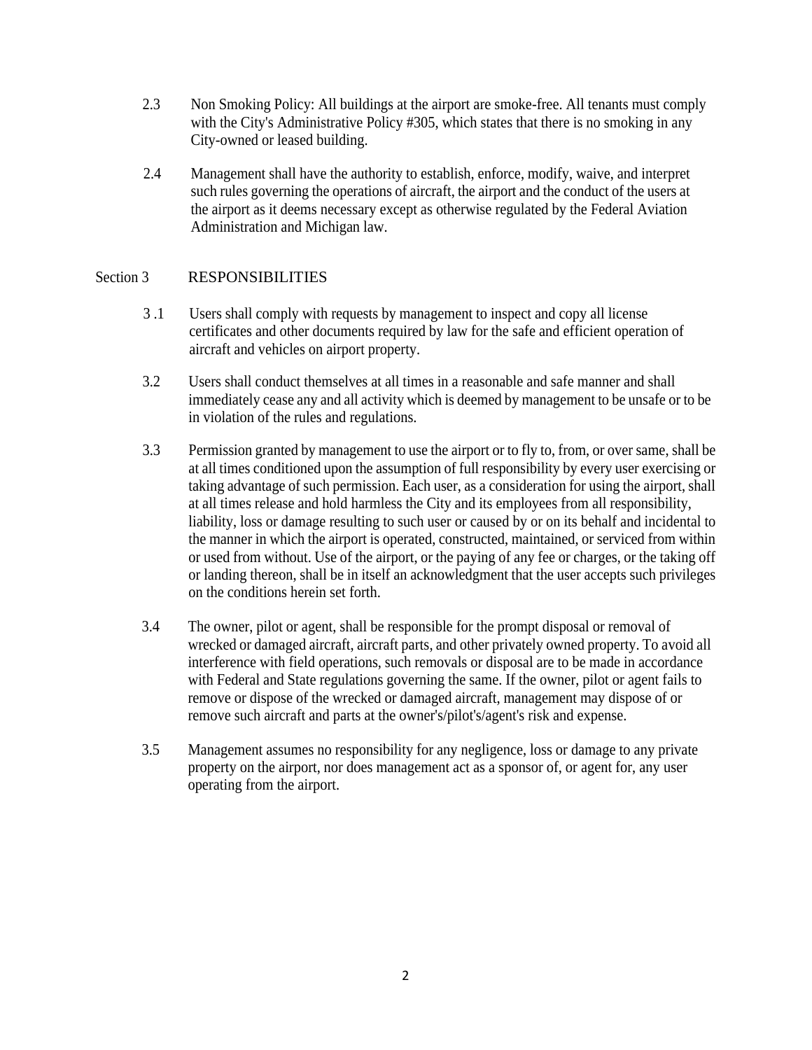2.3 Non Smoking Policy: All buildings at the airport are smoke-free. All tenants must comply with the City's Administrative Policy #305, which states that there is no smoking in any City-owned or leased building.

2.4 Management shall have the authority to establish, enforce, modify, waive, and interpret such rules governing the operations of aircraft, the airport and the conduct of the users at the airport as it deems necessary except as otherwise regulated by the Federal Aviation Administration and Michigan law.

## Section 3 RESPONSIBILITIES

3 .1 Users shall comply with requests by management to inspect and copy all license certificates and other documents required by law for the safe and efficient operation of aircraft and vehicles on airport property.

3.2 Users shall conduct themselves at all times in a reasonable and safe manner and shall immediately cease any and all activity which is deemed by management to be unsafe or to be in violation of the rules and regulations.

3.3 Permission granted by management to use the airport or to fly to, from, or over same, shall be at all times conditioned upon the assumption of full responsibility by every user exercising or taking advantage of such permission. Each user, as a consideration for using the airport, shall at all times release and hold harmless the City and its employees from all responsibility, liability, loss or damage resulting to such user or caused by or on its behalf and incidental to the manner in which the airport is operated, constructed, maintained, or serviced from within or used from without. Use of the airport, or the paying of any fee or charges, or the taking off or landing thereon, shall be in itself an acknowledgment that the user accepts such privileges on the conditions herein set forth.

3.4 The owner, pilot or agent, shall be responsible for the prompt disposal or removal of wrecked or damaged aircraft, aircraft parts, and other privately owned property. To avoid all interference with field operations, such removals or disposal are to be made in accordance with Federal and State regulations governing the same. If the owner, pilot or agent fails to remove or dispose of the wrecked or damaged aircraft, management may dispose of or remove such aircraft and parts at the owner's/pilot's/agent's risk and expense.

3.5 Management assumes no responsibility for any negligence, loss or damage to any private property on the airport, nor does management act as a sponsor of, or agent for, any user operating from the airport.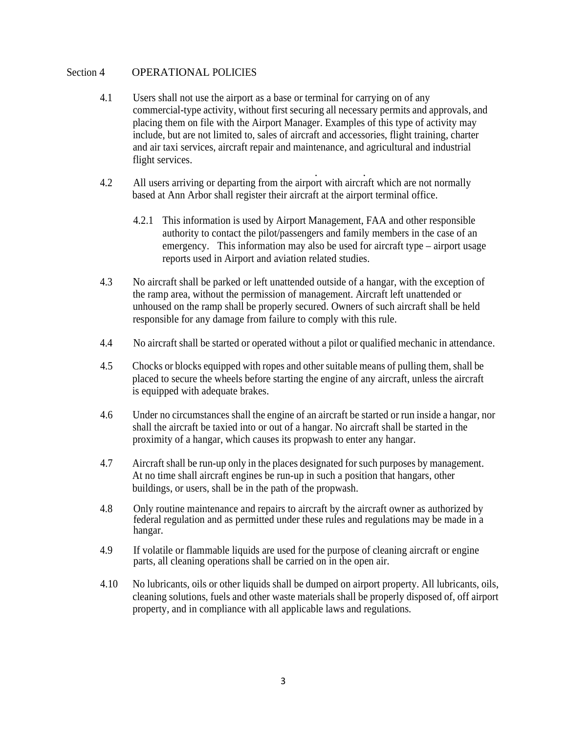## Section 4 OPERATIONAL POLICIES

4.1 Users shall not use the airport as a base or terminal for carrying on of any commercial-type activity, without first securing all necessary permits and approvals, and placing them on file with the Airport Manager. Examples of this type of activity may include, but are not limited to, sales of aircraft and accessories, flight training, charter and air taxi services, aircraft repair and maintenance, and agricultural and industrial flight services.

4.2 All users arriving or departing from the airport with aircraft which are not normally based at Ann Arbor shall register their aircraft at the airport terminal office.

4.2.1 This information is used by Airport Management, FAA and other responsible authority to contact the pilot/passengers and family members in the case of an emergency. This information may also be used for aircraft type – airport usage reports used in Airport and aviation related studies.

4.3 No aircraft shall be parked or left unattended outside of a hangar, with the exception of the ramp area, without the permission of management. Aircraft left unattended or unhoused on the ramp shall be properly secured. Owners of such aircraft shall be held responsible for any damage from failure to comply with this rule.

4.4 No aircraft shall be started or operated without a pilot or qualified mechanic in attendance.

4.5 Chocks or blocks equipped with ropes and other suitable means of pulling them, shall be placed to secure the wheels before starting the engine of any aircraft, unless the aircraft is equipped with adequate brakes.

4.6 Under no circumstances shall the engine of an aircraft be started or run inside a hangar, nor shall the aircraft be taxied into or out of a hangar. No aircraft shall be started in the proximity of a hangar, which causes its propwash to enter any hangar.

4.7 Aircraft shall be run-up only in the places designated for such purposes by management. At no time shall aircraft engines be run-up in such a position that hangars, other buildings, or users, shall be in the path of the propwash.

4.8 Only routine maintenance and repairs to aircraft by the aircraft owner as authorized by federal regulation and as permitted under these rules and regulations may be made in a hangar.

4.9 If volatile or flammable liquids are used for the purpose of cleaning aircraft or engine parts, all cleaning operations shall be carried on in the open air.

4.10 No lubricants, oils or other liquids shall be dumped on airport property. All lubricants, oils, cleaning solutions, fuels and other waste materials shall be properly disposed of, off airport property, and in compliance with all applicable laws and regulations.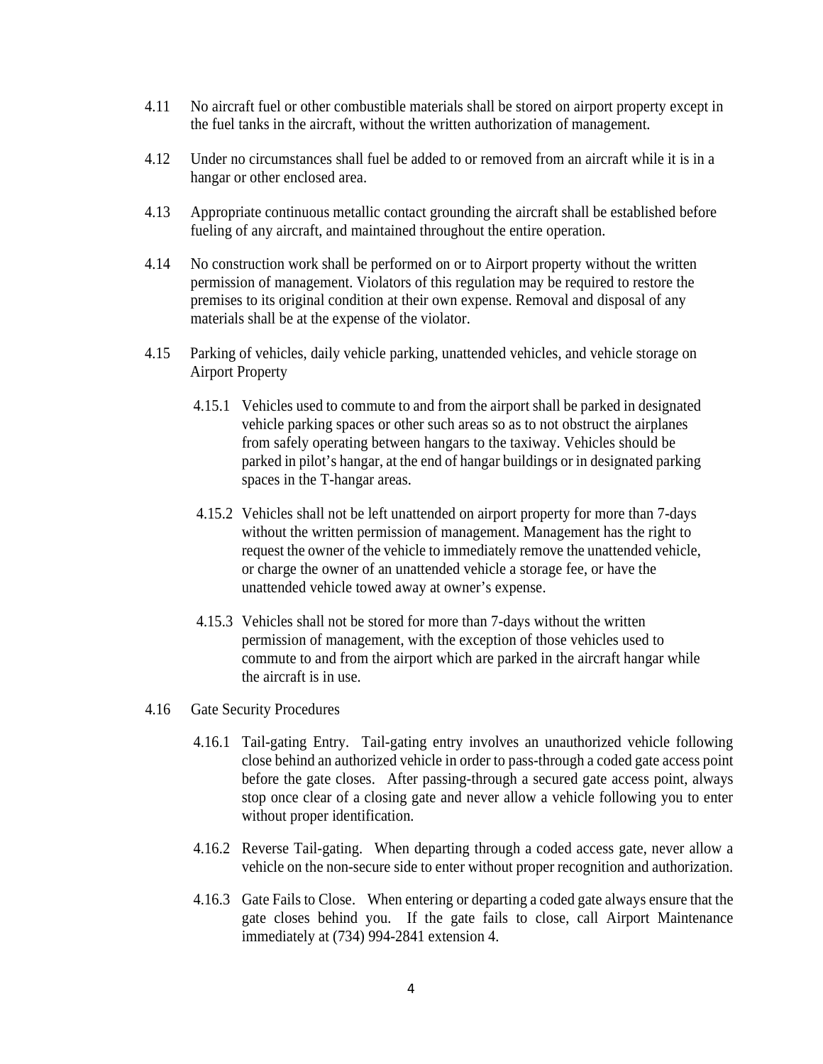4.11 No aircraft fuel or other combustible materials shall be stored on airport property except in the fuel tanks in the aircraft, without the written authorization of management.

4.12 Under no circumstances shall fuel be added to or removed from an aircraft while it is in a hangar or other enclosed area.

4.13 Appropriate continuous metallic contact grounding the aircraft shall be established before fueling of any aircraft, and maintained throughout the entire operation.

4.14 No construction work shall be performed on or to Airport property without the written permission of management. Violators of this regulation may be required to restore the premises to its original condition at their own expense. Removal and disposal of any materials shall be at the expense of the violator.

4.15 Parking of vehicles, daily vehicle parking, unattended vehicles, and vehicle storage on Airport Property

4.15.1 Vehicles used to commute to and from the airport shall be parked in designated vehicle parking spaces or other such areas so as to not obstruct the airplanes from safely operating between hangars to the taxiway. Vehicles should be parked in pilot's hangar, at the end of hangar buildings or in designated parking spaces in the T-hangar areas.

4.15.2 Vehicles shall not be left unattended on airport property for more than 7-days without the written permission of management. Management has the right to request the owner of the vehicle to immediately remove the unattended vehicle, or charge the owner of an unattended vehicle a storage fee, or have the unattended vehicle towed away at owner's expense.

4.15.3 Vehicles shall not be stored for more than 7-days without the written permission of management, with the exception of those vehicles used to commute to and from the airport which are parked in the aircraft hangar while the aircraft is in use.

4.16 Gate Security Procedures

4.16.1 Tail-gating Entry. Tail-gating entry involves an unauthorized vehicle following close behind an authorized vehicle in order to pass-through a coded gate access point before the gate closes. After passing-through a secured gate access point, always stop once clear of a closing gate and never allow a vehicle following you to enter without proper identification.

4.16.2 Reverse Tail-gating. When departing through a coded access gate, never allow a vehicle on the non-secure side to enter without proper recognition and authorization.

4.16.3 Gate Fails to Close. When entering or departing a coded gate always ensure that the gate closes behind you. If the gate fails to close, call Airport Maintenance immediately at (734) 994-2841 extension 4.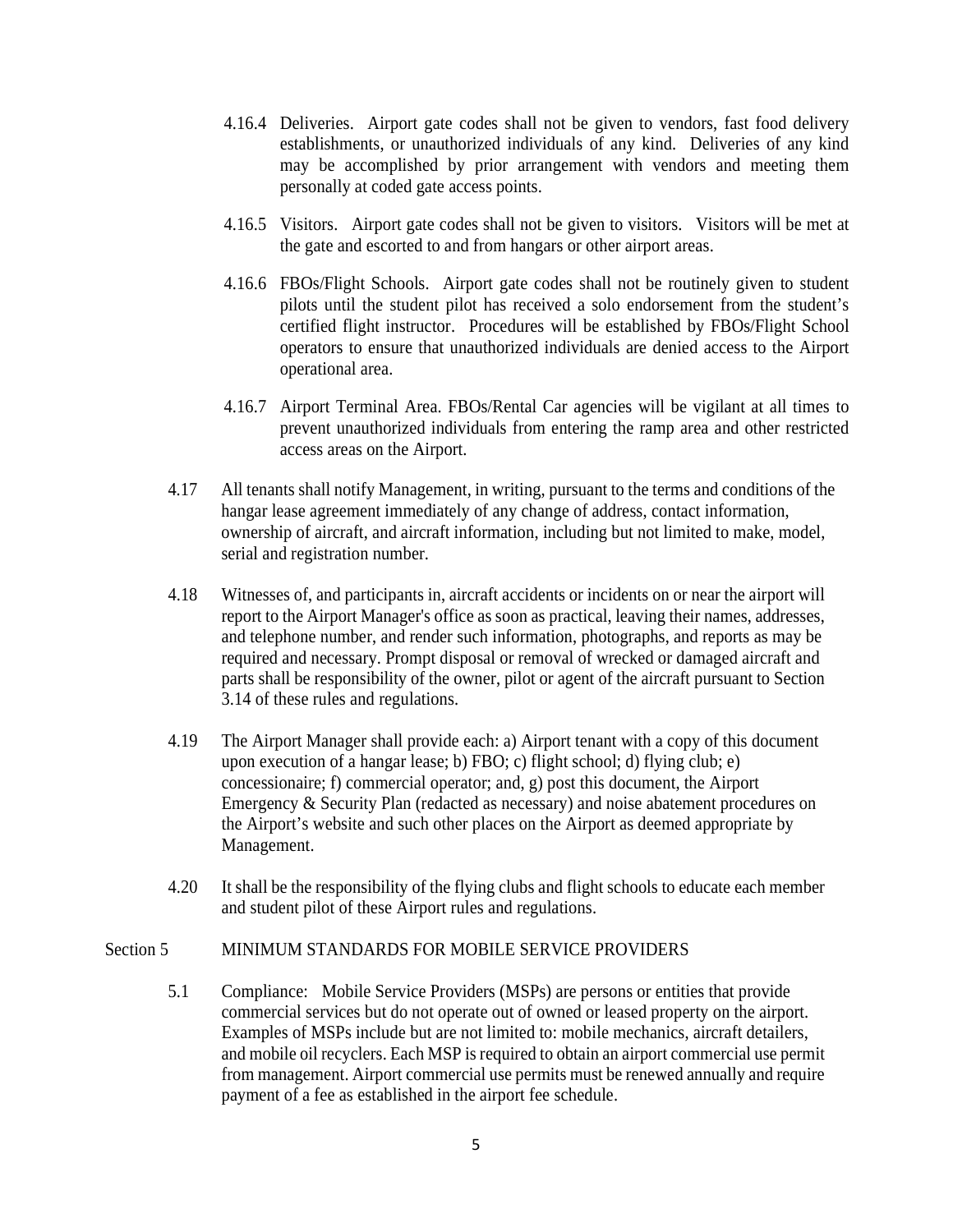4.16.4 Deliveries. Airport gate codes shall not be given to vendors, fast food delivery establishments, or unauthorized individuals of any kind. Deliveries of any kind may be accomplished by prior arrangement with vendors and meeting them personally at coded gate access points.

4.16.5 Visitors. Airport gate codes shall not be given to visitors. Visitors will be met at the gate and escorted to and from hangars or other airport areas.

4.16.6 FBOs/Flight Schools. Airport gate codes shall not be routinely given to student pilots until the student pilot has received a solo endorsement from the student's certified flight instructor. Procedures will be established by FBOs/Flight School operators to ensure that unauthorized individuals are denied access to the Airport operational area.

4.16.7 Airport Terminal Area. FBOs/Rental Car agencies will be vigilant at all times to prevent unauthorized individuals from entering the ramp area and other restricted access areas on the Airport.

4.17 All tenants shall notify Management, in writing, pursuant to the terms and conditions of the hangar lease agreement immediately of any change of address, contact information, ownership of aircraft, and aircraft information, including but not limited to make, model, serial and registration number.

4.18 Witnesses of, and participants in, aircraft accidents or incidents on or near the airport will report to the Airport Manager's office as soon as practical, leaving their names, addresses, and telephone number, and render such information, photographs, and reports as may be required and necessary. Prompt disposal or removal of wrecked or damaged aircraft and parts shall be responsibility of the owner, pilot or agent of the aircraft pursuant to Section 3.14 of these rules and regulations.

4.19 The Airport Manager shall provide each: a) Airport tenant with a copy of this document upon execution of a hangar lease; b) FBO; c) flight school; d) flying club; e) concessionaire; f) commercial operator; and, g) post this document, the Airport Emergency & Security Plan (redacted as necessary) and noise abatement procedures on the Airport's website and such other places on the Airport as deemed appropriate by Management.

4.20 It shall be the responsibility of the flying clubs and flight schools to educate each member and student pilot of these Airport rules and regulations.

## Section 5 MINIMUM STANDARDS FOR MOBILE SERVICE PROVIDERS

5.1 Compliance: Mobile Service Providers (MSPs) are persons or entities that provide commercial services but do not operate out of owned or leased property on the airport. Examples of MSPs include but are not limited to: mobile mechanics, aircraft detailers, and mobile oil recyclers. Each MSP is required to obtain an airport commercial use permit from management. Airport commercial use permits must be renewed annually and require payment of a fee as established in the airport fee schedule.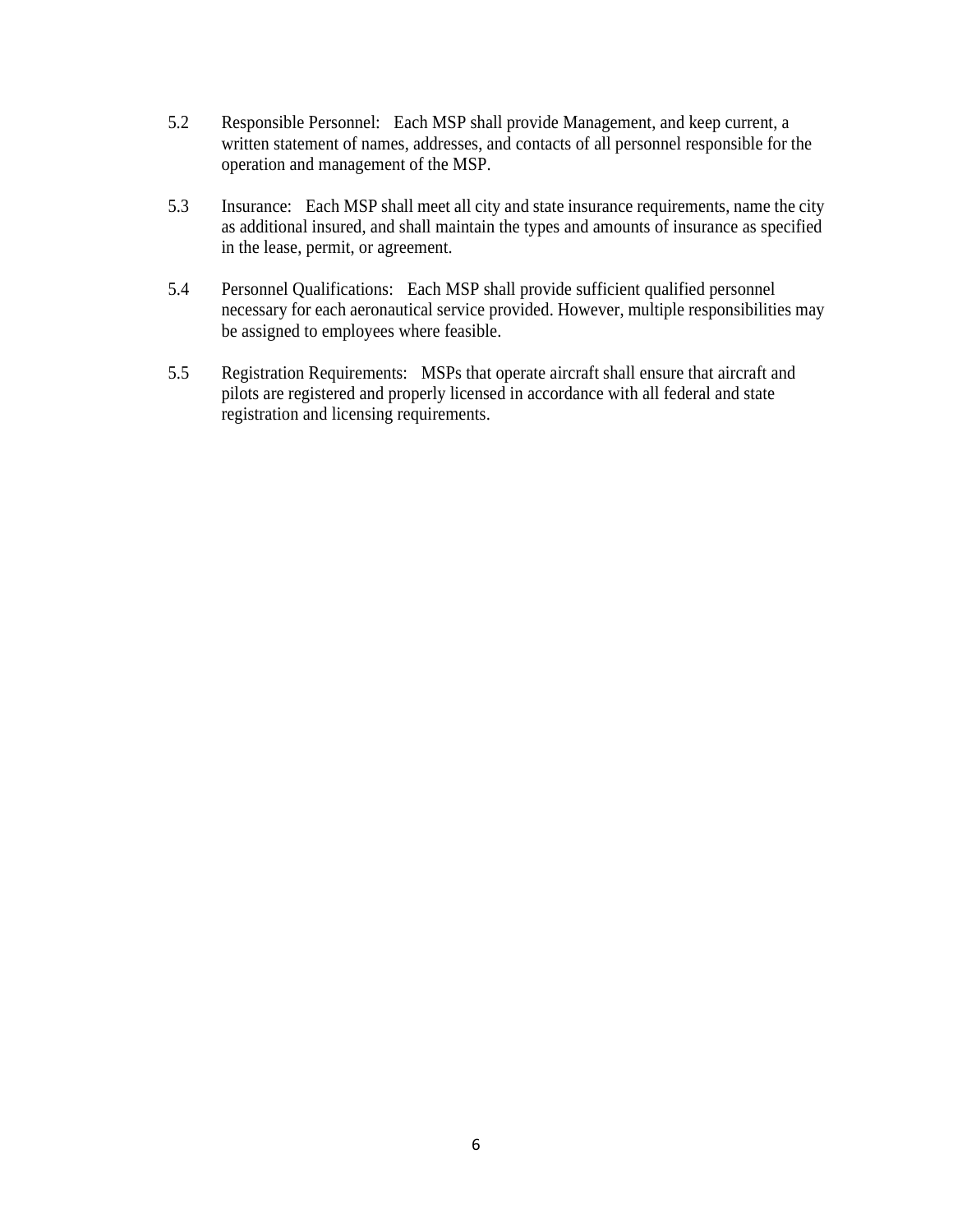5.2 Responsible Personnel: Each MSP shall provide Management, and keep current, a written statement of names, addresses, and contacts of all personnel responsible for the operation and management of the MSP.

5.3 Insurance: Each MSP shall meet all city and state insurance requirements, name the city as additional insured, and shall maintain the types and amounts of insurance as specified in the lease, permit, or agreement.

5.4 Personnel Qualifications: Each MSP shall provide sufficient qualified personnel necessary for each aeronautical service provided. However, multiple responsibilities may be assigned to employees where feasible.

5.5 Registration Requirements: MSPs that operate aircraft shall ensure that aircraft and pilots are registered and properly licensed in accordance with all federal and state registration and licensing requirements.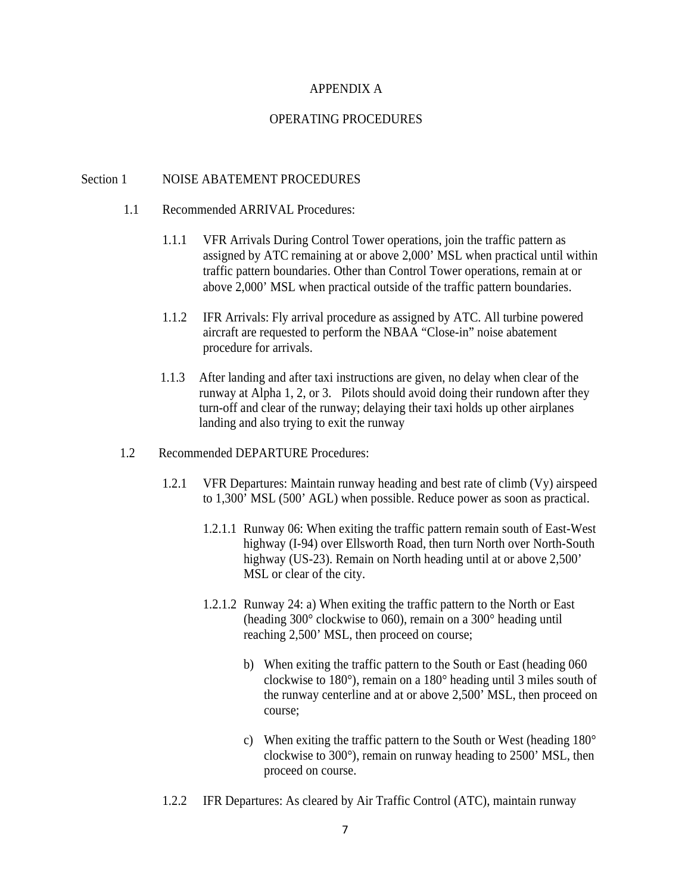# APPENDIX A

## OPERATING PROCEDURES

### Section 1 NOISE ABATEMENT PROCEDURES

1.1 Recommended ARRIVAL Procedures:

1.1.1 VFR Arrivals During Control Tower operations, join the traffic pattern as assigned by ATC remaining at or above 2,000' MSL when practical until within traffic pattern boundaries. Other than Control Tower operations, remain at or above 2,000' MSL when practical outside of the traffic pattern boundaries.

1.1.2 IFR Arrivals: Fly arrival procedure as assigned by ATC. All turbine powered aircraft are requested to perform the NBAA "Close-in" noise abatement procedure for arrivals.

1.1.3 After landing and after taxi instructions are given, no delay when clear of the runway at Alpha 1, 2, or 3. Pilots should avoid doing their rundown after they turn-off and clear of the runway; delaying their taxi holds up other airplanes landing and also trying to exit the runway

1.2 Recommended DEPARTURE Procedures:

1.2.1 VFR Departures: Maintain runway heading and best rate of climb (Vy) airspeed to 1,300' MSL (500' AGL) when possible. Reduce power as soon as practical.

1.2.1.1 Runway 06: When exiting the traffic pattern remain south of East-West highway (I-94) over Ellsworth Road, then turn North over North-South highway (US-23). Remain on North heading until at or above 2,500' MSL or clear of the city.

1.2.1.2 Runway 24: a) When exiting the traffic pattern to the North or East (heading 300° clockwise to 060), remain on a 300° heading until reaching 2,500' MSL, then proceed on course;

b) When exiting the traffic pattern to the South or East (heading 060 clockwise to 180°), remain on a 180° heading until 3 miles south of the runway centerline and at or above 2,500' MSL, then proceed on course;

c) When exiting the traffic pattern to the South or West (heading 180° clockwise to 300°), remain on runway heading to 2500' MSL, then proceed on course.

1.2.2 IFR Departures: As cleared by Air Traffic Control (ATC), maintain runway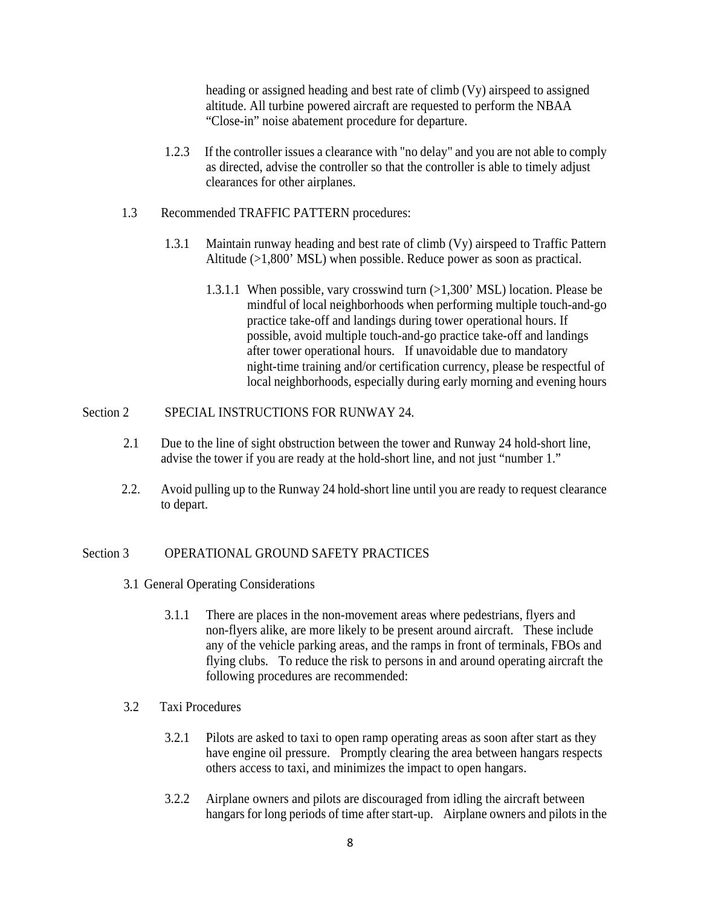heading or assigned heading and best rate of climb (Vy) airspeed to assigned altitude. All turbine powered aircraft are requested to perform the NBAA "Close-in" noise abatement procedure for departure.

1.2.3 If the controller issues a clearance with "no delay" and you are not able to comply as directed, advise the controller so that the controller is able to timely adjust clearances for other airplanes.

1.3 Recommended TRAFFIC PATTERN procedures:

1.3.1 Maintain runway heading and best rate of climb (Vy) airspeed to Traffic Pattern Altitude (>1,800' MSL) when possible. Reduce power as soon as practical.

1.3.1.1 When possible, vary crosswind turn (>1,300' MSL) location. Please be mindful of local neighborhoods when performing multiple touch-and-go practice take-off and landings during tower operational hours. If possible, avoid multiple touch-and-go practice take-off and landings after tower operational hours. If unavoidable due to mandatory night-time training and/or certification currency, please be respectful of local neighborhoods, especially during early morning and evening hours

## Section 2 SPECIAL INSTRUCTIONS FOR RUNWAY 24.

2.1 Due to the line of sight obstruction between the tower and Runway 24 hold-short line, advise the tower if you are ready at the hold-short line, and not just "number 1."

2.2. Avoid pulling up to the Runway 24 hold-short line until you are ready to request clearance to depart.

## Section 3 OPERATIONAL GROUND SAFETY PRACTICES

3.1 General Operating Considerations

3.1.1 There are places in the non-movement areas where pedestrians, flyers and non-flyers alike, are more likely to be present around aircraft. These include any of the vehicle parking areas, and the ramps in front of terminals, FBOs and flying clubs. To reduce the risk to persons in and around operating aircraft the following procedures are recommended:

3.2 Taxi Procedures

3.2.1 Pilots are asked to taxi to open ramp operating areas as soon after start as they have engine oil pressure. Promptly clearing the area between hangars respects others access to taxi, and minimizes the impact to open hangars.

3.2.2 Airplane owners and pilots are discouraged from idling the aircraft between hangars for long periods of time after start-up. Airplane owners and pilots in the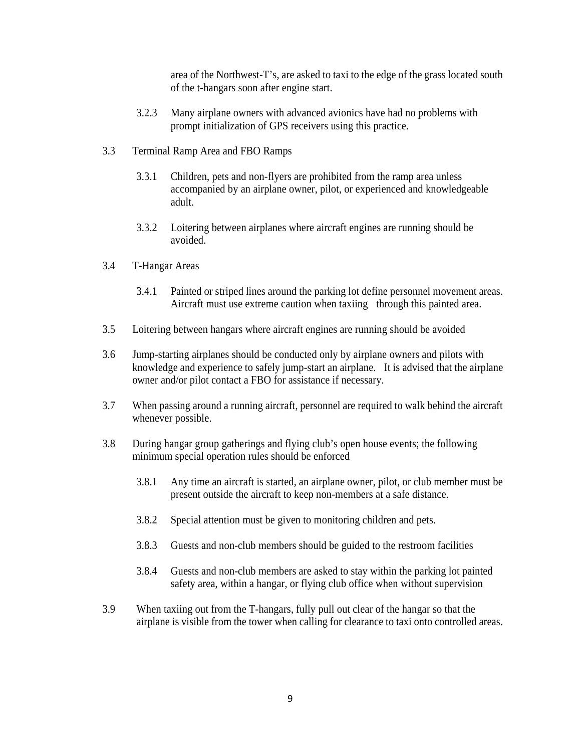area of the Northwest-T's, are asked to taxi to the edge of the grass located south of the t-hangars soon after engine start.

3.2.3 Many airplane owners with advanced avionics have had no problems with prompt initialization of GPS receivers using this practice.

3.3 Terminal Ramp Area and FBO Ramps

3.3.1 Children, pets and non-flyers are prohibited from the ramp area unless accompanied by an airplane owner, pilot, or experienced and knowledgeable adult.

3.3.2 Loitering between airplanes where aircraft engines are running should be avoided.

3.4 T-Hangar Areas

3.4.1 Painted or striped lines around the parking lot define personnel movement areas. Aircraft must use extreme caution when taxiing through this painted area.

3.5 Loitering between hangars where aircraft engines are running should be avoided

3.6 Jump-starting airplanes should be conducted only by airplane owners and pilots with knowledge and experience to safely jump-start an airplane. It is advised that the airplane owner and/or pilot contact a FBO for assistance if necessary.

3.7 When passing around a running aircraft, personnel are required to walk behind the aircraft whenever possible.

3.8 During hangar group gatherings and flying club's open house events; the following minimum special operation rules should be enforced

3.8.1 Any time an aircraft is started, an airplane owner, pilot, or club member must be present outside the aircraft to keep non-members at a safe distance.

3.8.2 Special attention must be given to monitoring children and pets.

3.8.3 Guests and non-club members should be guided to the restroom facilities

3.8.4 Guests and non-club members are asked to stay within the parking lot painted safety area, within a hangar, or flying club office when without supervision

3.9 When taxiing out from the T-hangars, fully pull out clear of the hangar so that the airplane is visible from the tower when calling for clearance to taxi onto controlled areas.